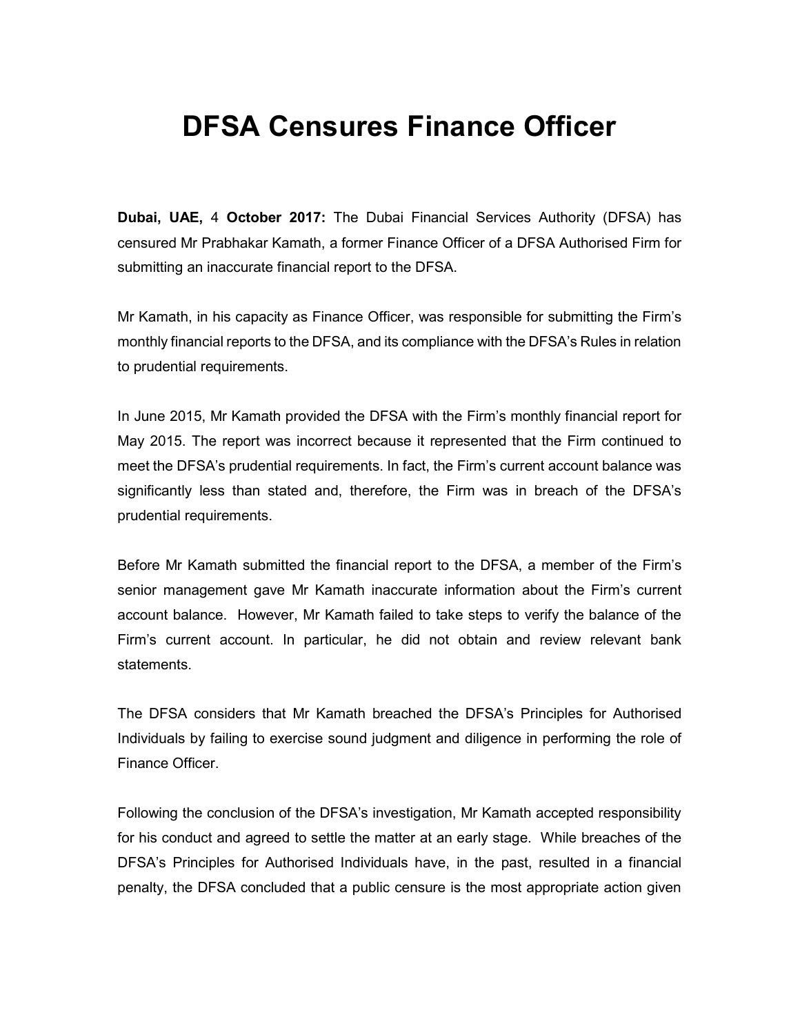# DFSA Censures Finance Officer

**Dubai, UAE,** 4 **October 2017:** The Dubai Financial Services Authority (DFSA) has censured Mr Prabhakar Kamath, a former Finance Officer of a DFSA Authorised Firm for submitting an inaccurate financial report to the DFSA.

Mr Kamath, in his capacity as Finance Officer, was responsible for submitting the Firm's monthly financial reports to the DFSA, and its compliance with the DFSA's Rules in relation to prudential requirements.

In June 2015, Mr Kamath provided the DFSA with the Firm's monthly financial report for May 2015. The report was incorrect because it represented that the Firm continued to meet the DFSA's prudential requirements. In fact, the Firm's current account balance was significantly less than stated and, therefore, the Firm was in breach of the DFSA's prudential requirements.

Before Mr Kamath submitted the financial report to the DFSA, a member of the Firm's senior management gave Mr Kamath inaccurate information about the Firm's current account balance. However, Mr Kamath failed to take steps to verify the balance of the Firm's current account. In particular, he did not obtain and review relevant bank statements.

The DFSA considers that Mr Kamath breached the DFSA's Principles for Authorised Individuals by failing to exercise sound judgment and diligence in performing the role of Finance Officer.

Following the conclusion of the DFSA's investigation, Mr Kamath accepted responsibility for his conduct and agreed to settle the matter at an early stage. While breaches of the DFSA's Principles for Authorised Individuals have, in the past, resulted in a financial penalty, the DFSA concluded that a public censure is the most appropriate action given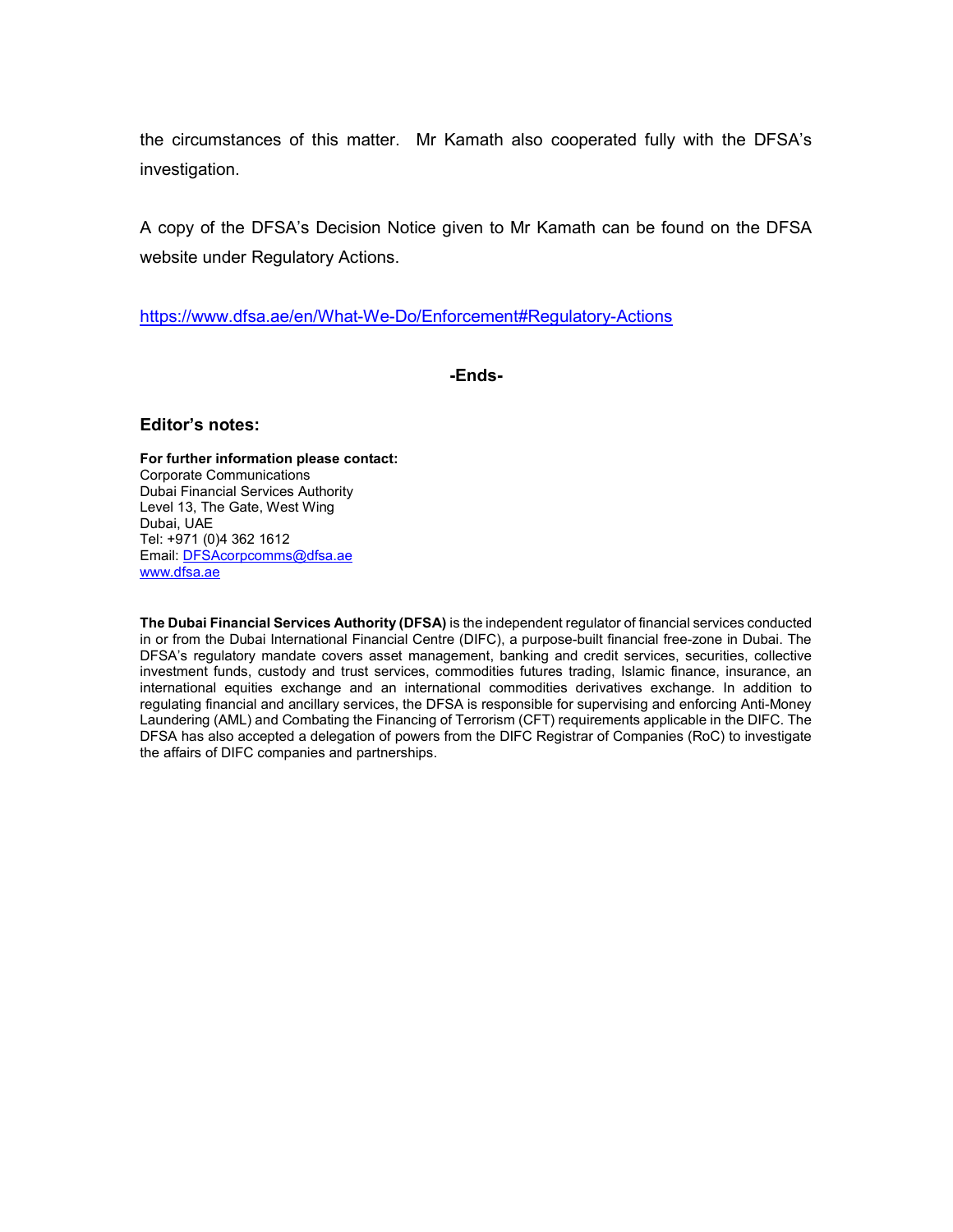the circumstances of this matter. Mr Kamath also cooperated fully with the DFSA's investigation.

A copy of the DFSA's Decision Notice given to Mr Kamath can be found on the DFSA website under Regulatory Actions.

https://www.dfsa.ae/en/What-We-Do/Enforcement#Regulatory-Actions

**-Ends-**

## Editor's notes:

**For further information please contact:**
Corporate Communications
Dubai Financial Services Authority
Level 13, The Gate, West Wing
Dubai, UAE
Tel: +971 (0)4 362 1612
Email: DFSAcorpcomms@dfsa.ae
www.dfsa.ae

**The Dubai Financial Services Authority (DFSA)** is the independent regulator of financial services conducted in or from the Dubai International Financial Centre (DIFC), a purpose-built financial free-zone in Dubai. The DFSA's regulatory mandate covers asset management, banking and credit services, securities, collective investment funds, custody and trust services, commodities futures trading, Islamic finance, insurance, an international equities exchange and an international commodities derivatives exchange. In addition to regulating financial and ancillary services, the DFSA is responsible for supervising and enforcing Anti-Money Laundering (AML) and Combating the Financing of Terrorism (CFT) requirements applicable in the DIFC. The DFSA has also accepted a delegation of powers from the DIFC Registrar of Companies (RoC) to investigate the affairs of DIFC companies and partnerships.